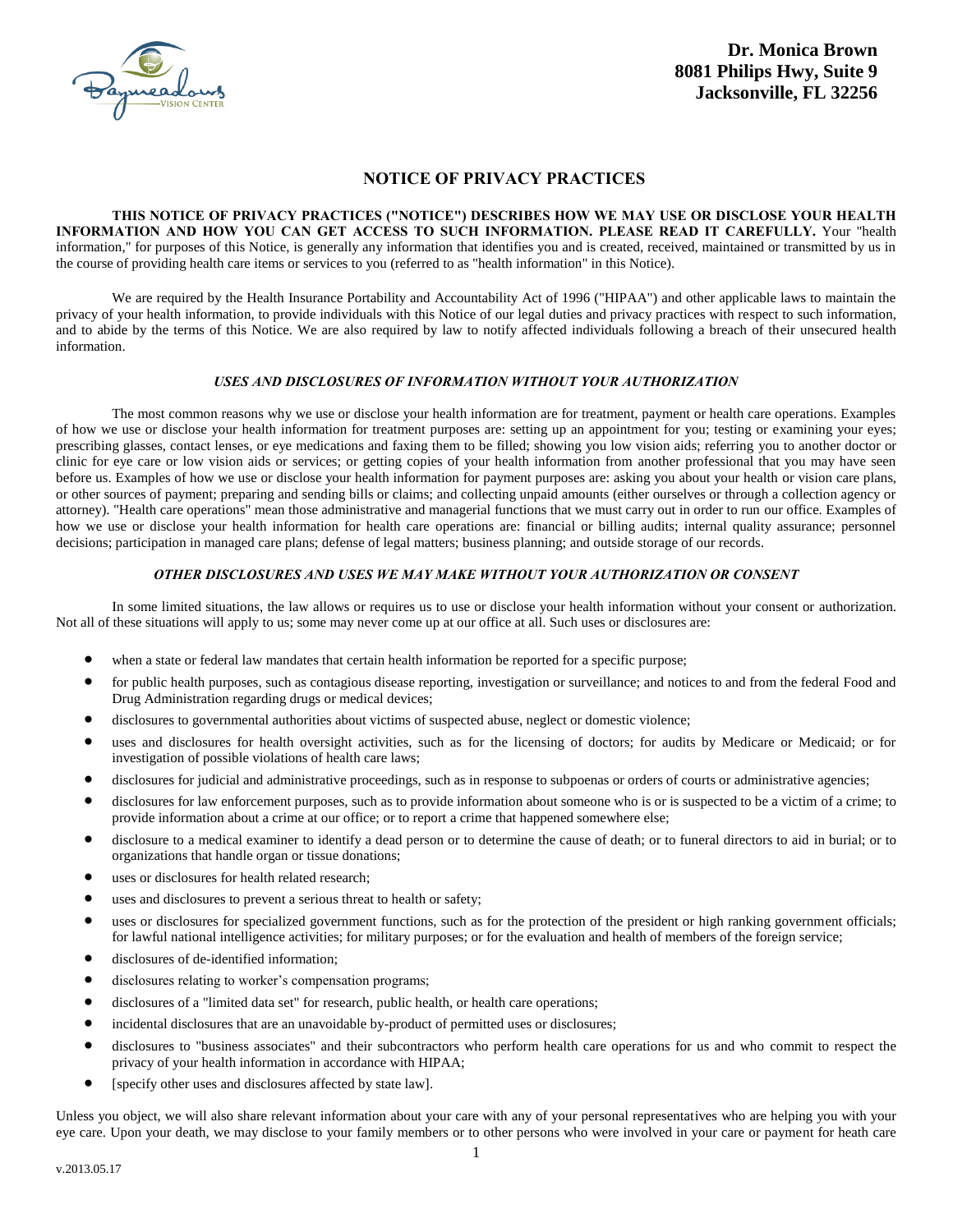**Dr. Monica Brown**
**8081 Philips Hwy, Suite 9**
**Jacksonville, FL 32256**

# NOTICE OF PRIVACY PRACTICES

**THIS NOTICE OF PRIVACY PRACTICES ("NOTICE") DESCRIBES HOW WE MAY USE OR DISCLOSE YOUR HEALTH INFORMATION AND HOW YOU CAN GET ACCESS TO SUCH INFORMATION. PLEASE READ IT CAREFULLY.** Your "health information," for purposes of this Notice, is generally any information that identifies you and is created, received, maintained or transmitted by us in the course of providing health care items or services to you (referred to as "health information" in this Notice).

We are required by the Health Insurance Portability and Accountability Act of 1996 ("HIPAA") and other applicable laws to maintain the privacy of your health information, to provide individuals with this Notice of our legal duties and privacy practices with respect to such information, and to abide by the terms of this Notice. We are also required by law to notify affected individuals following a breach of their unsecured health information.

### *USES AND DISCLOSURES OF INFORMATION WITHOUT YOUR AUTHORIZATION*

The most common reasons why we use or disclose your health information are for treatment, payment or health care operations. Examples of how we use or disclose your health information for treatment purposes are: setting up an appointment for you; testing or examining your eyes; prescribing glasses, contact lenses, or eye medications and faxing them to be filled; showing you low vision aids; referring you to another doctor or clinic for eye care or low vision aids or services; or getting copies of your health information from another professional that you may have seen before us. Examples of how we use or disclose your health information for payment purposes are: asking you about your health or vision care plans, or other sources of payment; preparing and sending bills or claims; and collecting unpaid amounts (either ourselves or through a collection agency or attorney). "Health care operations" mean those administrative and managerial functions that we must carry out in order to run our office. Examples of how we use or disclose your health information for health care operations are: financial or billing audits; internal quality assurance; personnel decisions; participation in managed care plans; defense of legal matters; business planning; and outside storage of our records.

### *OTHER DISCLOSURES AND USES WE MAY MAKE WITHOUT YOUR AUTHORIZATION OR CONSENT*

In some limited situations, the law allows or requires us to use or disclose your health information without your consent or authorization. Not all of these situations will apply to us; some may never come up at our office at all. Such uses or disclosures are:

- when a state or federal law mandates that certain health information be reported for a specific purpose;
- for public health purposes, such as contagious disease reporting, investigation or surveillance; and notices to and from the federal Food and Drug Administration regarding drugs or medical devices;
- disclosures to governmental authorities about victims of suspected abuse, neglect or domestic violence;
- uses and disclosures for health oversight activities, such as for the licensing of doctors; for audits by Medicare or Medicaid; or for investigation of possible violations of health care laws;
- disclosures for judicial and administrative proceedings, such as in response to subpoenas or orders of courts or administrative agencies;
- disclosures for law enforcement purposes, such as to provide information about someone who is or is suspected to be a victim of a crime; to provide information about a crime at our office; or to report a crime that happened somewhere else;
- disclosure to a medical examiner to identify a dead person or to determine the cause of death; or to funeral directors to aid in burial; or to organizations that handle organ or tissue donations;
- uses or disclosures for health related research;
- uses and disclosures to prevent a serious threat to health or safety;
- uses or disclosures for specialized government functions, such as for the protection of the president or high ranking government officials; for lawful national intelligence activities; for military purposes; or for the evaluation and health of members of the foreign service;
- disclosures of de-identified information;
- disclosures relating to worker's compensation programs;
- disclosures of a "limited data set" for research, public health, or health care operations;
- incidental disclosures that are an unavoidable by-product of permitted uses or disclosures;
- disclosures to "business associates" and their subcontractors who perform health care operations for us and who commit to respect the privacy of your health information in accordance with HIPAA;
- [specify other uses and disclosures affected by state law].

Unless you object, we will also share relevant information about your care with any of your personal representatives who are helping you with your eye care. Upon your death, we may disclose to your family members or to other persons who were involved in your care or payment for heath care

v.2013.05.17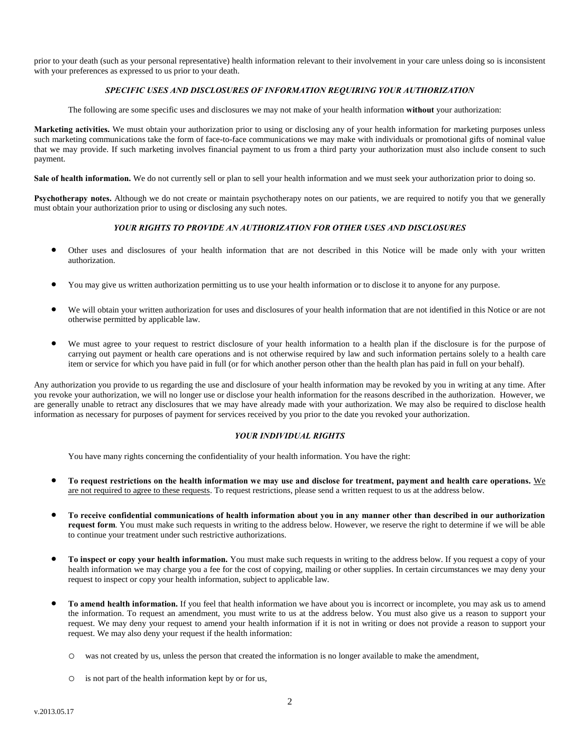prior to your death (such as your personal representative) health information relevant to their involvement in your care unless doing so is inconsistent with your preferences as expressed to us prior to your death.

### *SPECIFIC USES AND DISCLOSURES OF INFORMATION REQUIRING YOUR AUTHORIZATION*

The following are some specific uses and disclosures we may not make of your health information **without** your authorization:

**Marketing activities.** We must obtain your authorization prior to using or disclosing any of your health information for marketing purposes unless such marketing communications take the form of face-to-face communications we may make with individuals or promotional gifts of nominal value that we may provide. If such marketing involves financial payment to us from a third party your authorization must also include consent to such payment.

**Sale of health information.** We do not currently sell or plan to sell your health information and we must seek your authorization prior to doing so.

**Psychotherapy notes.** Although we do not create or maintain psychotherapy notes on our patients, we are required to notify you that we generally must obtain your authorization prior to using or disclosing any such notes.

### *YOUR RIGHTS TO PROVIDE AN AUTHORIZATION FOR OTHER USES AND DISCLOSURES*

- Other uses and disclosures of your health information that are not described in this Notice will be made only with your written authorization.
- You may give us written authorization permitting us to use your health information or to disclose it to anyone for any purpose.
- We will obtain your written authorization for uses and disclosures of your health information that are not identified in this Notice or are not otherwise permitted by applicable law.
- We must agree to your request to restrict disclosure of your health information to a health plan if the disclosure is for the purpose of carrying out payment or health care operations and is not otherwise required by law and such information pertains solely to a health care item or service for which you have paid in full (or for which another person other than the health plan has paid in full on your behalf).

Any authorization you provide to us regarding the use and disclosure of your health information may be revoked by you in writing at any time. After you revoke your authorization, we will no longer use or disclose your health information for the reasons described in the authorization. However, we are generally unable to retract any disclosures that we may have already made with your authorization. We may also be required to disclose health information as necessary for purposes of payment for services received by you prior to the date you revoked your authorization.

### *YOUR INDIVIDUAL RIGHTS*

You have many rights concerning the confidentiality of your health information. You have the right:

- **To request restrictions on the health information we may use and disclose for treatment, payment and health care operations.** <u>We are not required to agree to these requests</u>. To request restrictions, please send a written request to us at the address below.
- **To receive confidential communications of health information about you in any manner other than described in our authorization request form**. You must make such requests in writing to the address below. However, we reserve the right to determine if we will be able to continue your treatment under such restrictive authorizations.
- **To inspect or copy your health information.** You must make such requests in writing to the address below. If you request a copy of your health information we may charge you a fee for the cost of copying, mailing or other supplies. In certain circumstances we may deny your request to inspect or copy your health information, subject to applicable law.
- **To amend health information.** If you feel that health information we have about you is incorrect or incomplete, you may ask us to amend the information. To request an amendment, you must write to us at the address below. You must also give us a reason to support your request. We may deny your request to amend your health information if it is not in writing or does not provide a reason to support your request. We may also deny your request if the health information:
  - was not created by us, unless the person that created the information is no longer available to make the amendment,
  - is not part of the health information kept by or for us,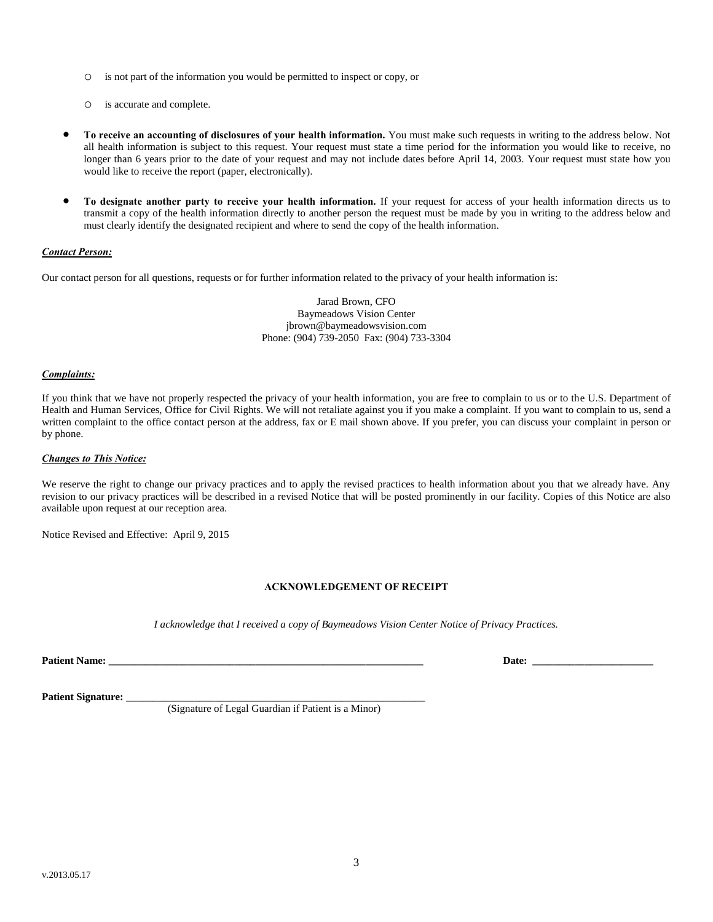- is not part of the information you would be permitted to inspect or copy, or
  - is accurate and complete.

- **To receive an accounting of disclosures of your health information.** You must make such requests in writing to the address below. Not all health information is subject to this request. Your request must state a time period for the information you would like to receive, no longer than 6 years prior to the date of your request and may not include dates before April 14, 2003. Your request must state how you would like to receive the report (paper, electronically).

- **To designate another party to receive your health information.** If your request for access of your health information directs us to transmit a copy of the health information directly to another person the request must be made by you in writing to the address below and must clearly identify the designated recipient and where to send the copy of the health information.

***Contact Person:***

Our contact person for all questions, requests or for further information related to the privacy of your health information is:

Jarad Brown, CFO
Baymeadows Vision Center
jbrown@baymeadowsvision.com
Phone: (904) 739-2050 Fax: (904) 733-3304

***Complaints:***

If you think that we have not properly respected the privacy of your health information, you are free to complain to us or to the U.S. Department of Health and Human Services, Office for Civil Rights. We will not retaliate against you if you make a complaint. If you want to complain to us, send a written complaint to the office contact person at the address, fax or E mail shown above. If you prefer, you can discuss your complaint in person or by phone.

***Changes to This Notice:***

We reserve the right to change our privacy practices and to apply the revised practices to health information about you that we already have. Any revision to our privacy practices will be described in a revised Notice that will be posted prominently in our facility. Copies of this Notice are also available upon request at our reception area.

Notice Revised and Effective: April 9, 2015

**ACKNOWLEDGEMENT OF RECEIPT**

*I acknowledge that I received a copy of Baymeadows Vision Center Notice of Privacy Practices.*

**Patient Name: ______________________________________________________________** **Date: _______________________**

**Patient Signature: __________________________________________________________**
(Signature of Legal Guardian if Patient is a Minor)

v.2013.05.17